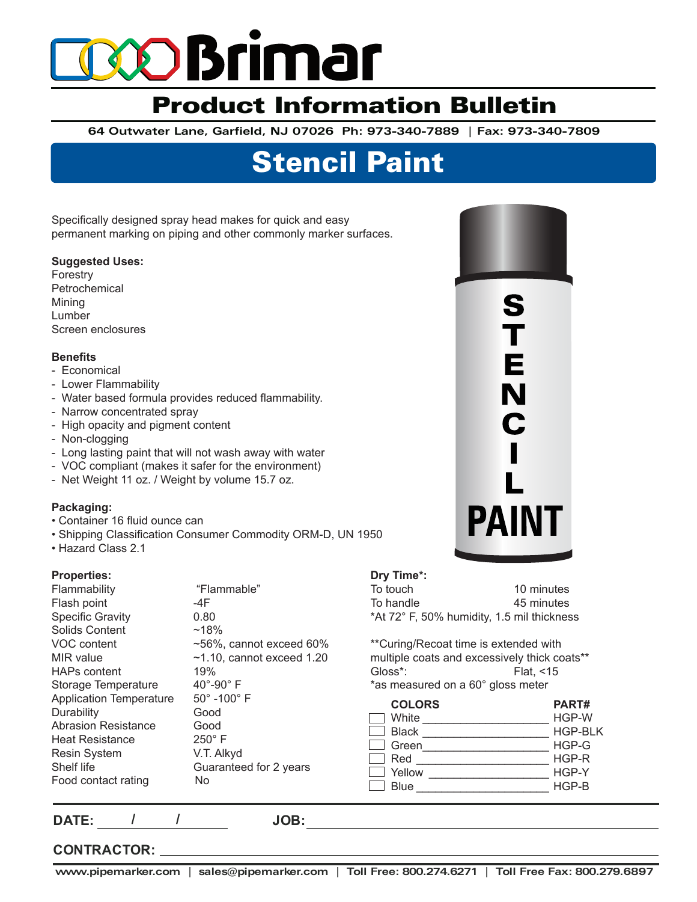# Brimar

## Product Information Bulletin

**64 Outwater Lane, Garfield, NJ 07026 Ph: 973-340-7889 | Fax: 973-340-7809**

# Stencil Paint

Specifically designed spray head makes for quick and easy permanent marking on piping and other commonly marker surfaces.

**Suggested Uses:**

Forestry
Petrochemical
Mining
Lumber
Screen enclosures

**Benefits**

- Economical
- Lower Flammability
- Water based formula provides reduced flammability.
- Narrow concentrated spray
- High opacity and pigment content
- Non-clogging
- Long lasting paint that will not wash away with water
- VOC compliant (makes it safer for the environment)
- Net Weight 11 oz. / Weight by volume 15.7 oz.

**Packaging:**

- Container 16 fluid ounce can
- Shipping Classification Consumer Commodity ORM-D, UN 1950
- Hazard Class 2.1

**Properties:**

| Property | Value |
|---|---|
| Flammability | "Flammable" |
| Flash point | -4F |
| Specific Gravity | 0.80 |
| Solids Content | ~18% |
| VOC content | ~56%, cannot exceed 60% |
| MIR value | ~1.10, cannot exceed 1.20 |
| HAPs content | 19% |
| Storage Temperature | 40°-90° F |
| Application Temperature | 50° -100° F |
| Durability | Good |
| Abrasion Resistance | Good |
| Heat Resistance | 250° F |
| Resin System | V.T. Alkyd |
| Shelf life | Guaranteed for 2 years |
| Food contact rating | No |

**Dry Time*:**

| | |
|---|---|
| To touch | 10 minutes |
| To handle | 45 minutes |

*At 72° F, 50% humidity, 1.5 mil thickness

**Curing/Recoat time is extended with multiple coats and excessively thick coats**

Gloss*: Flat, <15

*as measured on a 60° gloss meter

| COLORS | PART# |
|---|---|
| ☐ White | HGP-W |
| ☐ Black | HGP-BLK |
| ☐ Green | HGP-G |
| ☐ Red | HGP-R |
| ☐ Yellow | HGP-Y |
| ☐ Blue | HGP-B |

**DATE:** ____ / ____ / ____ **JOB:** ________________________

**CONTRACTOR:** ________________________

**www.pipemarker.com | sales@pipemarker.com | Toll Free: 800.274.6271 | Toll Free Fax: 800.279.6897**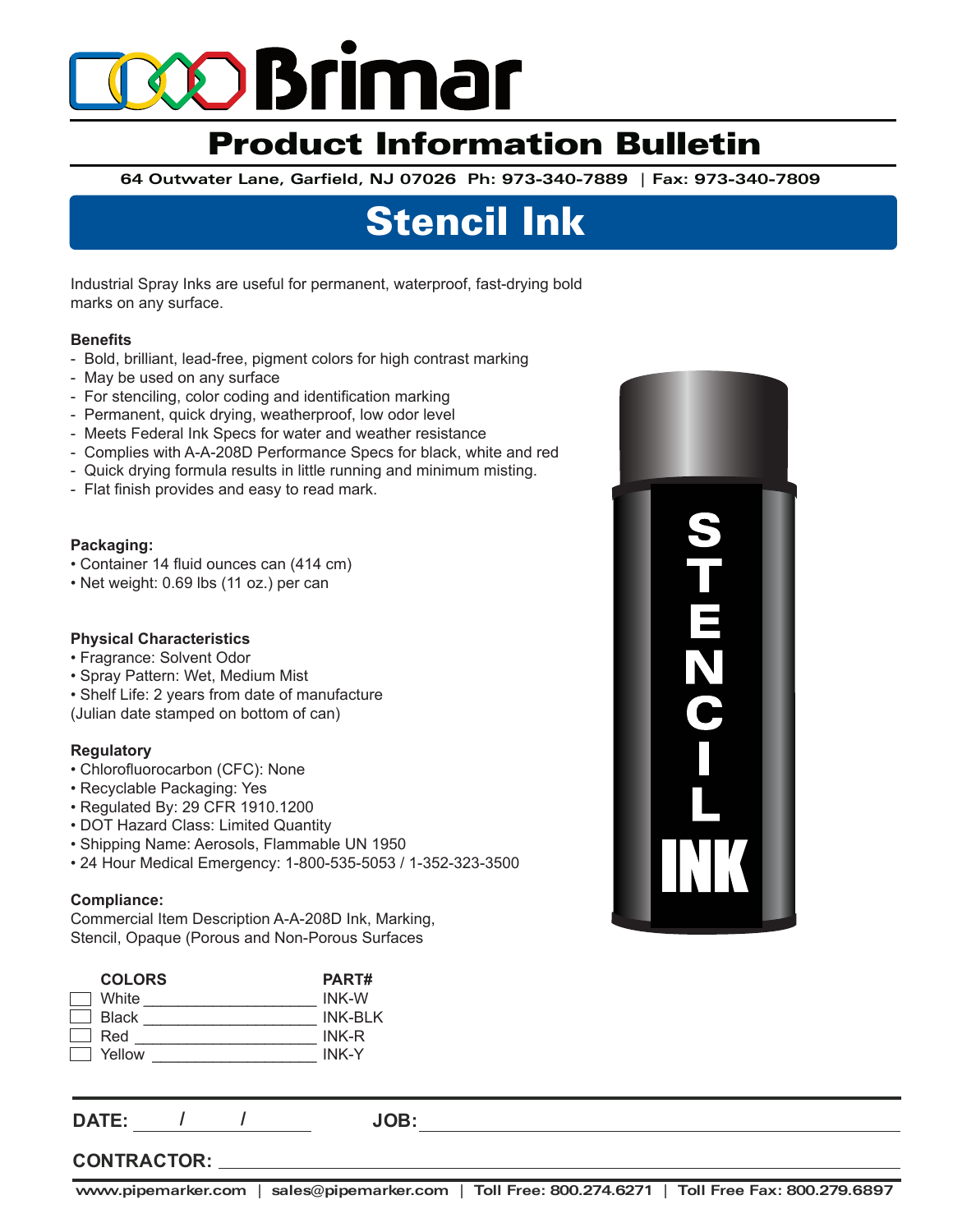# Brimar

## Product Information Bulletin

**64 Outwater Lane, Garfield, NJ 07026 Ph: 973-340-7889 | Fax: 973-340-7809**

# Stencil Ink

Industrial Spray Inks are useful for permanent, waterproof, fast-drying bold marks on any surface.

**Benefits**

- Bold, brilliant, lead-free, pigment colors for high contrast marking
- May be used on any surface
- For stenciling, color coding and identification marking
- Permanent, quick drying, weatherproof, low odor level
- Meets Federal Ink Specs for water and weather resistance
- Complies with A-A-208D Performance Specs for black, white and red
- Quick drying formula results in little running and minimum misting.
- Flat finish provides and easy to read mark.

**Packaging:**

- Container 14 fluid ounces can (414 cm)
- Net weight: 0.69 lbs (11 oz.) per can

**Physical Characteristics**

- Fragrance: Solvent Odor
- Spray Pattern: Wet, Medium Mist
- Shelf Life: 2 years from date of manufacture (Julian date stamped on bottom of can)

**Regulatory**

- Chlorofluorocarbon (CFC): None
- Recyclable Packaging: Yes
- Regulated By: 29 CFR 1910.1200
- DOT Hazard Class: Limited Quantity
- Shipping Name: Aerosols, Flammable UN 1950
- 24 Hour Medical Emergency: 1-800-535-5053 / 1-352-323-3500

**Compliance:**

Commercial Item Description A-A-208D Ink, Marking, Stencil, Opaque (Porous and Non-Porous Surfaces

STENCIL INK

| COLORS | PART# |
|---|---|
| ☐ White | INK-W |
| ☐ Black | INK-BLK |
| ☐ Red | INK-R |
| ☐ Yellow | INK-Y |

**DATE:** ____ / ____ / ____ **JOB:** ____________________

**CONTRACTOR:** ____________________

**www.pipemarker.com | sales@pipemarker.com | Toll Free: 800.274.6271 | Toll Free Fax: 800.279.6897**